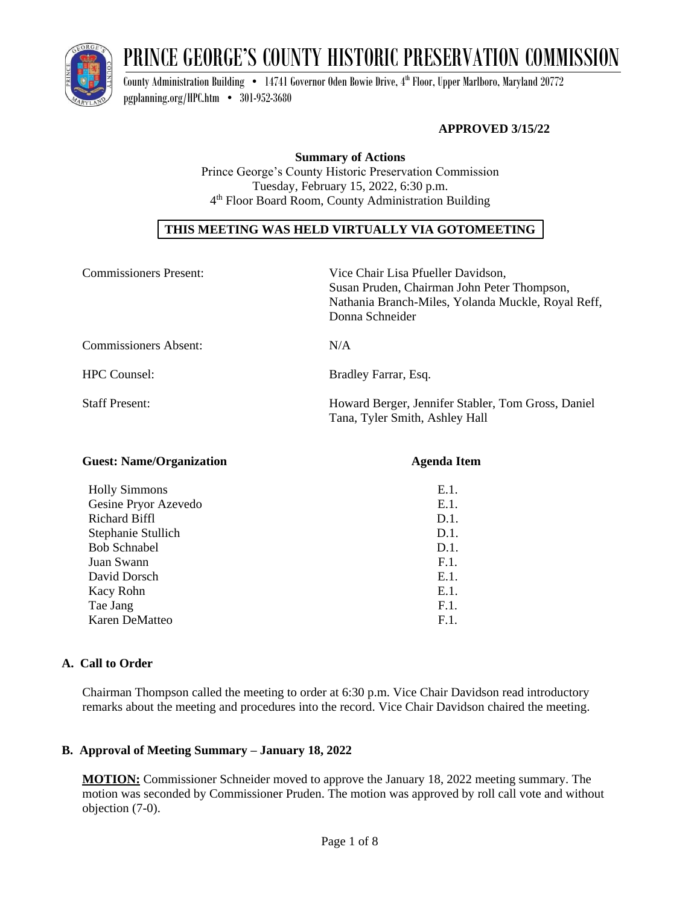# PRINCE GEORGE'S COUNTY HISTORIC PRESERVATION COMMISSION

County Administration Building • 14741 Governor Oden Bowie Drive, 4th Floor, Upper Marlboro, Maryland 20772
pgplanning.org/HPC.htm • 301-952-3680

**APPROVED 3/15/22**

**Summary of Actions**
Prince George's County Historic Preservation Commission
Tuesday, February 15, 2022, 6:30 p.m.
4th Floor Board Room, County Administration Building

**THIS MEETING WAS HELD VIRTUALLY VIA GOTOMEETING**

Commissioners Present: Vice Chair Lisa Pfueller Davidson, Susan Pruden, Chairman John Peter Thompson, Nathania Branch-Miles, Yolanda Muckle, Royal Reff, Donna Schneider

Commissioners Absent: N/A

HPC Counsel: Bradley Farrar, Esq.

Staff Present: Howard Berger, Jennifer Stabler, Tom Gross, Daniel Tana, Tyler Smith, Ashley Hall

| Guest: Name/Organization | Agenda Item |
| --- | --- |
| Holly Simmons | E.1. |
| Gesine Pryor Azevedo | E.1. |
| Richard Biffl | D.1. |
| Stephanie Stullich | D.1. |
| Bob Schnabel | D.1. |
| Juan Swann | F.1. |
| David Dorsch | E.1. |
| Kacy Rohn | E.1. |
| Tae Jang | F.1. |
| Karen DeMatteo | F.1. |

## A. Call to Order

Chairman Thompson called the meeting to order at 6:30 p.m. Vice Chair Davidson read introductory remarks about the meeting and procedures into the record. Vice Chair Davidson chaired the meeting.

## B. Approval of Meeting Summary – January 18, 2022

**MOTION:** Commissioner Schneider moved to approve the January 18, 2022 meeting summary. The motion was seconded by Commissioner Pruden. The motion was approved by roll call vote and without objection (7-0).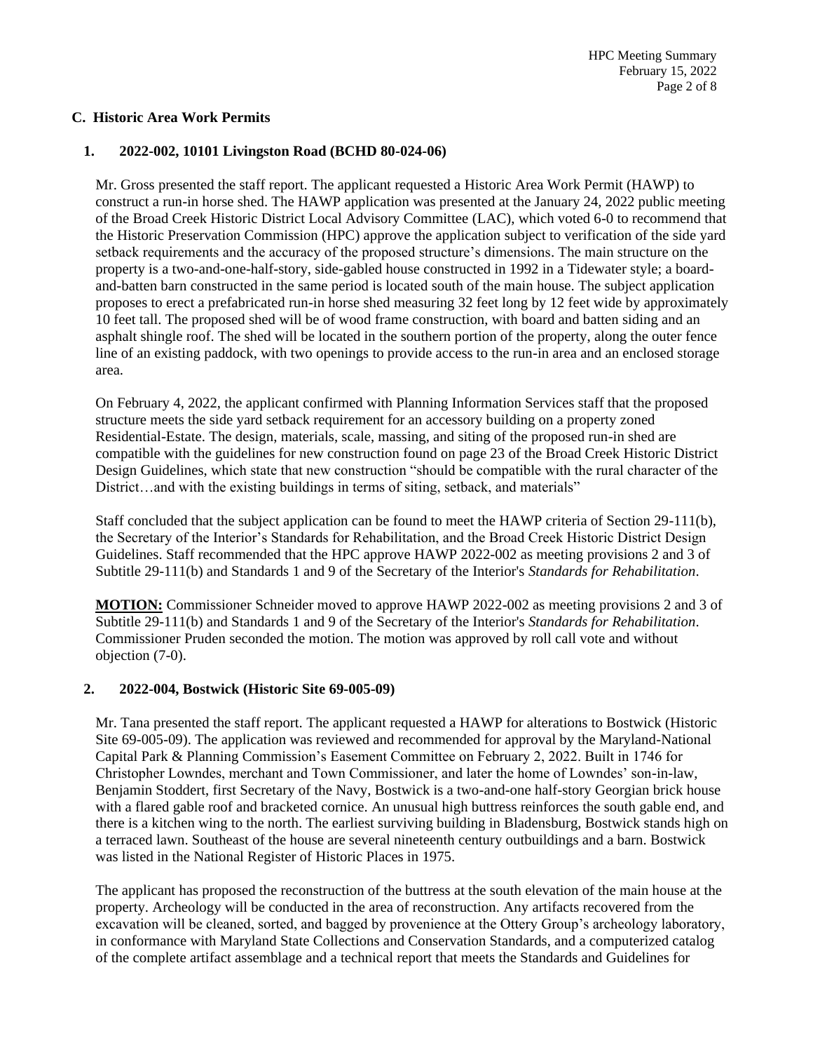## C. Historic Area Work Permits

### 1. 2022-002, 10101 Livingston Road (BCHD 80-024-06)

Mr. Gross presented the staff report. The applicant requested a Historic Area Work Permit (HAWP) to construct a run-in horse shed. The HAWP application was presented at the January 24, 2022 public meeting of the Broad Creek Historic District Local Advisory Committee (LAC), which voted 6-0 to recommend that the Historic Preservation Commission (HPC) approve the application subject to verification of the side yard setback requirements and the accuracy of the proposed structure's dimensions. The main structure on the property is a two-and-one-half-story, side-gabled house constructed in 1992 in a Tidewater style; a board-and-batten barn constructed in the same period is located south of the main house. The subject application proposes to erect a prefabricated run-in horse shed measuring 32 feet long by 12 feet wide by approximately 10 feet tall. The proposed shed will be of wood frame construction, with board and batten siding and an asphalt shingle roof. The shed will be located in the southern portion of the property, along the outer fence line of an existing paddock, with two openings to provide access to the run-in area and an enclosed storage area.

On February 4, 2022, the applicant confirmed with Planning Information Services staff that the proposed structure meets the side yard setback requirement for an accessory building on a property zoned Residential-Estate. The design, materials, scale, massing, and siting of the proposed run-in shed are compatible with the guidelines for new construction found on page 23 of the Broad Creek Historic District Design Guidelines, which state that new construction "should be compatible with the rural character of the District…and with the existing buildings in terms of siting, setback, and materials"

Staff concluded that the subject application can be found to meet the HAWP criteria of Section 29-111(b), the Secretary of the Interior's Standards for Rehabilitation, and the Broad Creek Historic District Design Guidelines. Staff recommended that the HPC approve HAWP 2022-002 as meeting provisions 2 and 3 of Subtitle 29-111(b) and Standards 1 and 9 of the Secretary of the Interior's *Standards for Rehabilitation*.

**MOTION:** Commissioner Schneider moved to approve HAWP 2022-002 as meeting provisions 2 and 3 of Subtitle 29-111(b) and Standards 1 and 9 of the Secretary of the Interior's *Standards for Rehabilitation*. Commissioner Pruden seconded the motion. The motion was approved by roll call vote and without objection (7-0).

### 2. 2022-004, Bostwick (Historic Site 69-005-09)

Mr. Tana presented the staff report. The applicant requested a HAWP for alterations to Bostwick (Historic Site 69-005-09). The application was reviewed and recommended for approval by the Maryland-National Capital Park & Planning Commission's Easement Committee on February 2, 2022. Built in 1746 for Christopher Lowndes, merchant and Town Commissioner, and later the home of Lowndes' son-in-law, Benjamin Stoddert, first Secretary of the Navy, Bostwick is a two-and-one half-story Georgian brick house with a flared gable roof and bracketed cornice. An unusual high buttress reinforces the south gable end, and there is a kitchen wing to the north. The earliest surviving building in Bladensburg, Bostwick stands high on a terraced lawn. Southeast of the house are several nineteenth century outbuildings and a barn. Bostwick was listed in the National Register of Historic Places in 1975.

The applicant has proposed the reconstruction of the buttress at the south elevation of the main house at the property. Archeology will be conducted in the area of reconstruction. Any artifacts recovered from the excavation will be cleaned, sorted, and bagged by provenience at the Ottery Group's archeology laboratory, in conformance with Maryland State Collections and Conservation Standards, and a computerized catalog of the complete artifact assemblage and a technical report that meets the Standards and Guidelines for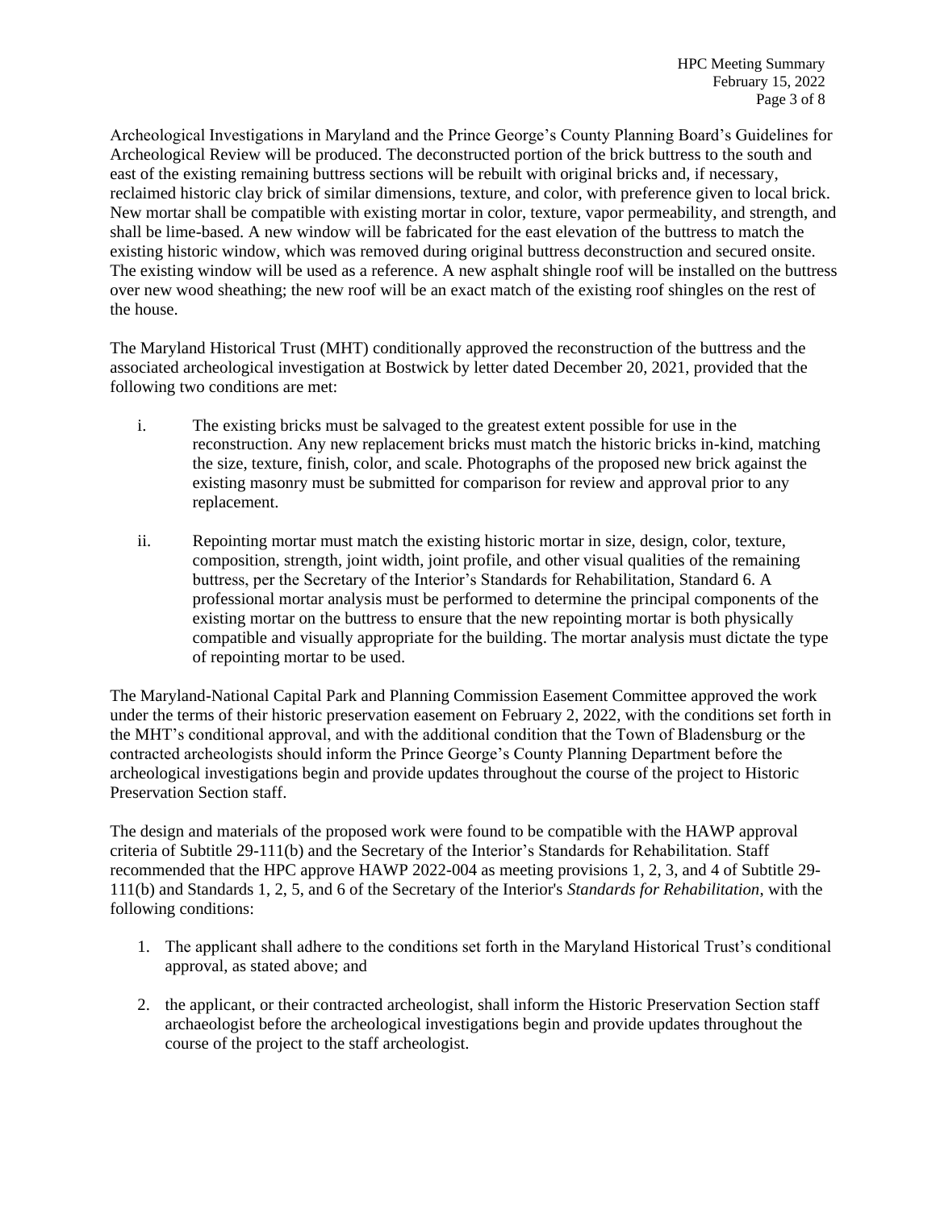Archeological Investigations in Maryland and the Prince George's County Planning Board's Guidelines for Archeological Review will be produced. The deconstructed portion of the brick buttress to the south and east of the existing remaining buttress sections will be rebuilt with original bricks and, if necessary, reclaimed historic clay brick of similar dimensions, texture, and color, with preference given to local brick. New mortar shall be compatible with existing mortar in color, texture, vapor permeability, and strength, and shall be lime-based. A new window will be fabricated for the east elevation of the buttress to match the existing historic window, which was removed during original buttress deconstruction and secured onsite. The existing window will be used as a reference. A new asphalt shingle roof will be installed on the buttress over new wood sheathing; the new roof will be an exact match of the existing roof shingles on the rest of the house.

The Maryland Historical Trust (MHT) conditionally approved the reconstruction of the buttress and the associated archeological investigation at Bostwick by letter dated December 20, 2021, provided that the following two conditions are met:

i. The existing bricks must be salvaged to the greatest extent possible for use in the reconstruction. Any new replacement bricks must match the historic bricks in-kind, matching the size, texture, finish, color, and scale. Photographs of the proposed new brick against the existing masonry must be submitted for comparison for review and approval prior to any replacement.

ii. Repointing mortar must match the existing historic mortar in size, design, color, texture, composition, strength, joint width, joint profile, and other visual qualities of the remaining buttress, per the Secretary of the Interior's Standards for Rehabilitation, Standard 6. A professional mortar analysis must be performed to determine the principal components of the existing mortar on the buttress to ensure that the new repointing mortar is both physically compatible and visually appropriate for the building. The mortar analysis must dictate the type of repointing mortar to be used.

The Maryland-National Capital Park and Planning Commission Easement Committee approved the work under the terms of their historic preservation easement on February 2, 2022, with the conditions set forth in the MHT's conditional approval, and with the additional condition that the Town of Bladensburg or the contracted archeologists should inform the Prince George's County Planning Department before the archeological investigations begin and provide updates throughout the course of the project to Historic Preservation Section staff.

The design and materials of the proposed work were found to be compatible with the HAWP approval criteria of Subtitle 29-111(b) and the Secretary of the Interior's Standards for Rehabilitation. Staff recommended that the HPC approve HAWP 2022-004 as meeting provisions 1, 2, 3, and 4 of Subtitle 29-111(b) and Standards 1, 2, 5, and 6 of the Secretary of the Interior's *Standards for Rehabilitation*, with the following conditions:

1. The applicant shall adhere to the conditions set forth in the Maryland Historical Trust's conditional approval, as stated above; and

2. the applicant, or their contracted archeologist, shall inform the Historic Preservation Section staff archaeologist before the archeological investigations begin and provide updates throughout the course of the project to the staff archeologist.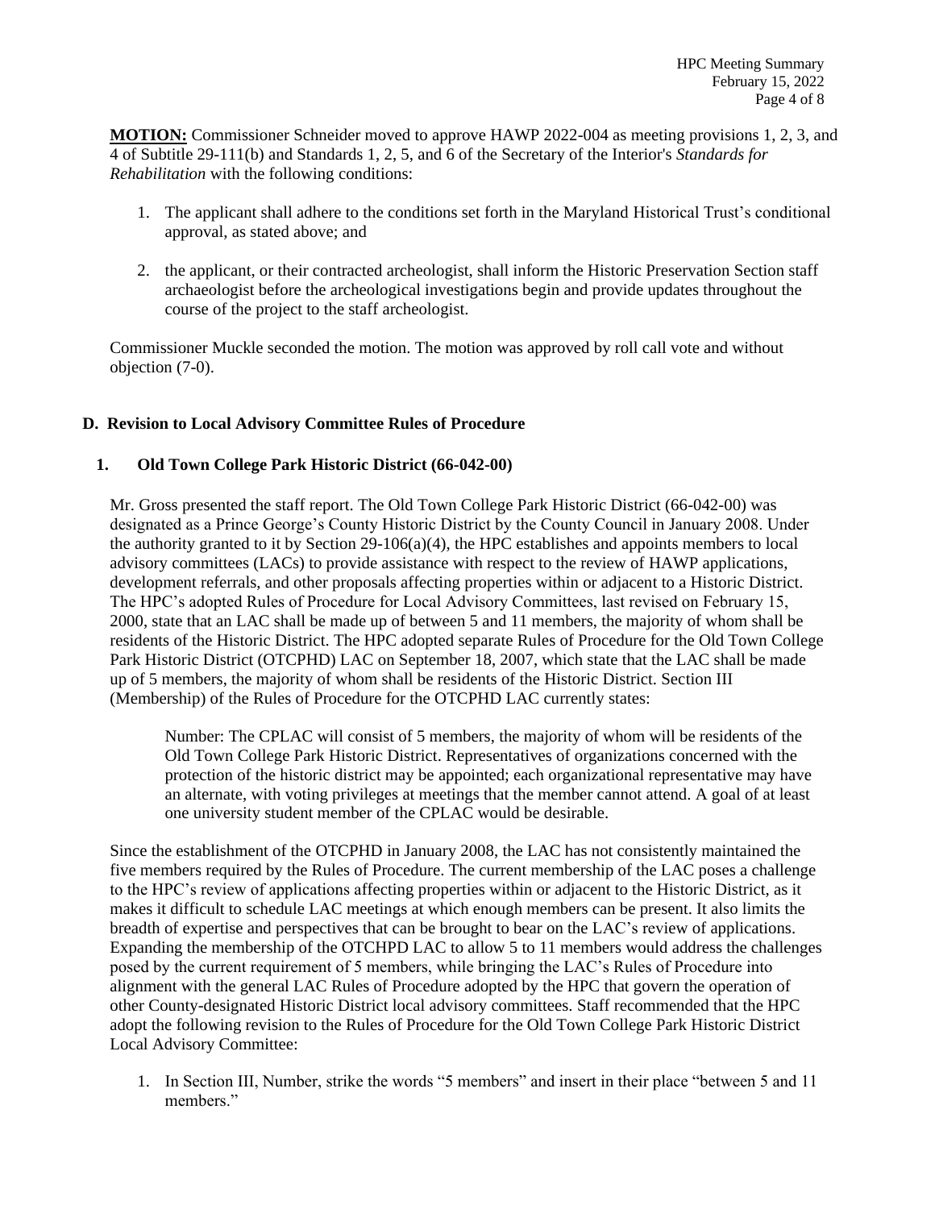**MOTION:** Commissioner Schneider moved to approve HAWP 2022-004 as meeting provisions 1, 2, 3, and 4 of Subtitle 29-111(b) and Standards 1, 2, 5, and 6 of the Secretary of the Interior's *Standards for Rehabilitation* with the following conditions:

1. The applicant shall adhere to the conditions set forth in the Maryland Historical Trust's conditional approval, as stated above; and
2. the applicant, or their contracted archeologist, shall inform the Historic Preservation Section staff archaeologist before the archeological investigations begin and provide updates throughout the course of the project to the staff archeologist.

Commissioner Muckle seconded the motion. The motion was approved by roll call vote and without objection (7-0).

## D. Revision to Local Advisory Committee Rules of Procedure

### 1. Old Town College Park Historic District (66-042-00)

Mr. Gross presented the staff report. The Old Town College Park Historic District (66-042-00) was designated as a Prince George's County Historic District by the County Council in January 2008. Under the authority granted to it by Section 29-106(a)(4), the HPC establishes and appoints members to local advisory committees (LACs) to provide assistance with respect to the review of HAWP applications, development referrals, and other proposals affecting properties within or adjacent to a Historic District. The HPC's adopted Rules of Procedure for Local Advisory Committees, last revised on February 15, 2000, state that an LAC shall be made up of between 5 and 11 members, the majority of whom shall be residents of the Historic District. The HPC adopted separate Rules of Procedure for the Old Town College Park Historic District (OTCPHD) LAC on September 18, 2007, which state that the LAC shall be made up of 5 members, the majority of whom shall be residents of the Historic District. Section III (Membership) of the Rules of Procedure for the OTCPHD LAC currently states:

> Number: The CPLAC will consist of 5 members, the majority of whom will be residents of the Old Town College Park Historic District. Representatives of organizations concerned with the protection of the historic district may be appointed; each organizational representative may have an alternate, with voting privileges at meetings that the member cannot attend. A goal of at least one university student member of the CPLAC would be desirable.

Since the establishment of the OTCPHD in January 2008, the LAC has not consistently maintained the five members required by the Rules of Procedure. The current membership of the LAC poses a challenge to the HPC's review of applications affecting properties within or adjacent to the Historic District, as it makes it difficult to schedule LAC meetings at which enough members can be present. It also limits the breadth of expertise and perspectives that can be brought to bear on the LAC's review of applications. Expanding the membership of the OTCHPD LAC to allow 5 to 11 members would address the challenges posed by the current requirement of 5 members, while bringing the LAC's Rules of Procedure into alignment with the general LAC Rules of Procedure adopted by the HPC that govern the operation of other County-designated Historic District local advisory committees. Staff recommended that the HPC adopt the following revision to the Rules of Procedure for the Old Town College Park Historic District Local Advisory Committee:

1. In Section III, Number, strike the words "5 members" and insert in their place "between 5 and 11 members."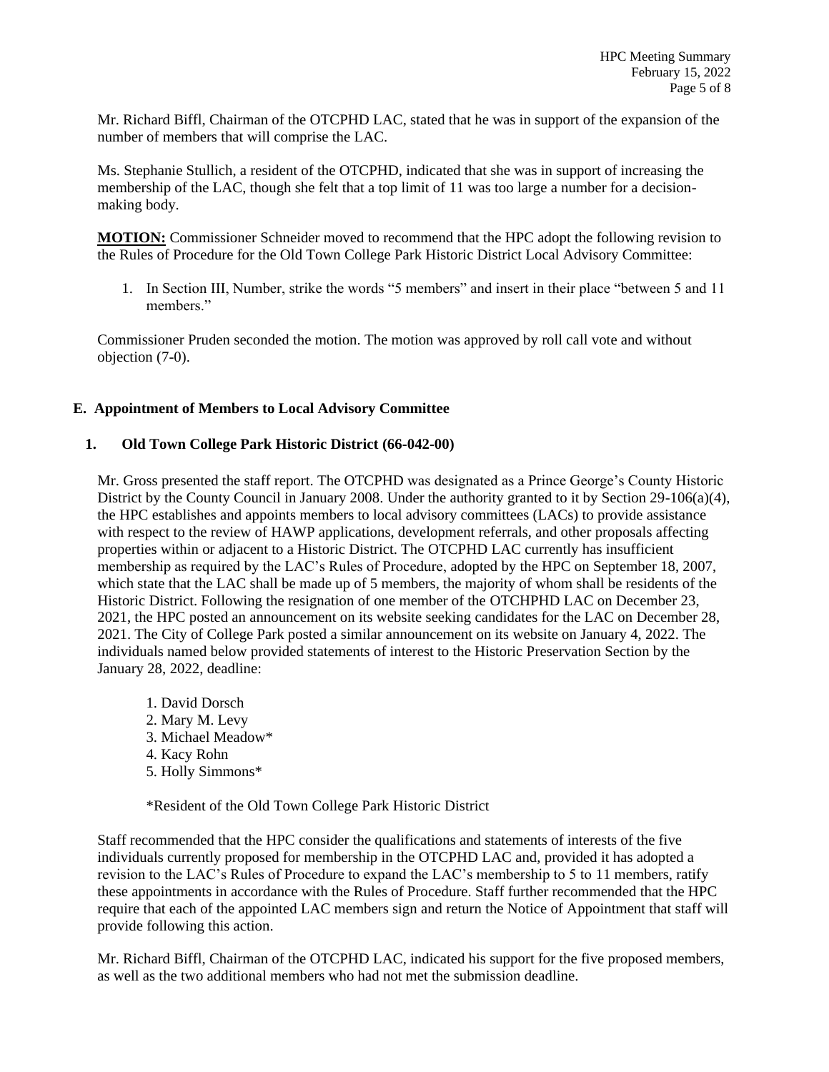Mr. Richard Biffl, Chairman of the OTCPHD LAC, stated that he was in support of the expansion of the number of members that will comprise the LAC.

Ms. Stephanie Stullich, a resident of the OTCPHD, indicated that she was in support of increasing the membership of the LAC, though she felt that a top limit of 11 was too large a number for a decision-making body.

**MOTION:** Commissioner Schneider moved to recommend that the HPC adopt the following revision to the Rules of Procedure for the Old Town College Park Historic District Local Advisory Committee:

1. In Section III, Number, strike the words "5 members" and insert in their place "between 5 and 11 members."

Commissioner Pruden seconded the motion. The motion was approved by roll call vote and without objection (7-0).

## E. Appointment of Members to Local Advisory Committee

### 1. Old Town College Park Historic District (66-042-00)

Mr. Gross presented the staff report. The OTCPHD was designated as a Prince George's County Historic District by the County Council in January 2008. Under the authority granted to it by Section 29-106(a)(4), the HPC establishes and appoints members to local advisory committees (LACs) to provide assistance with respect to the review of HAWP applications, development referrals, and other proposals affecting properties within or adjacent to a Historic District. The OTCPHD LAC currently has insufficient membership as required by the LAC's Rules of Procedure, adopted by the HPC on September 18, 2007, which state that the LAC shall be made up of 5 members, the majority of whom shall be residents of the Historic District. Following the resignation of one member of the OTCHPHD LAC on December 23, 2021, the HPC posted an announcement on its website seeking candidates for the LAC on December 28, 2021. The City of College Park posted a similar announcement on its website on January 4, 2022. The individuals named below provided statements of interest to the Historic Preservation Section by the January 28, 2022, deadline:

1. David Dorsch
2. Mary M. Levy
3. Michael Meadow*
4. Kacy Rohn
5. Holly Simmons*

*Resident of the Old Town College Park Historic District

Staff recommended that the HPC consider the qualifications and statements of interests of the five individuals currently proposed for membership in the OTCPHD LAC and, provided it has adopted a revision to the LAC's Rules of Procedure to expand the LAC's membership to 5 to 11 members, ratify these appointments in accordance with the Rules of Procedure. Staff further recommended that the HPC require that each of the appointed LAC members sign and return the Notice of Appointment that staff will provide following this action.

Mr. Richard Biffl, Chairman of the OTCPHD LAC, indicated his support for the five proposed members, as well as the two additional members who had not met the submission deadline.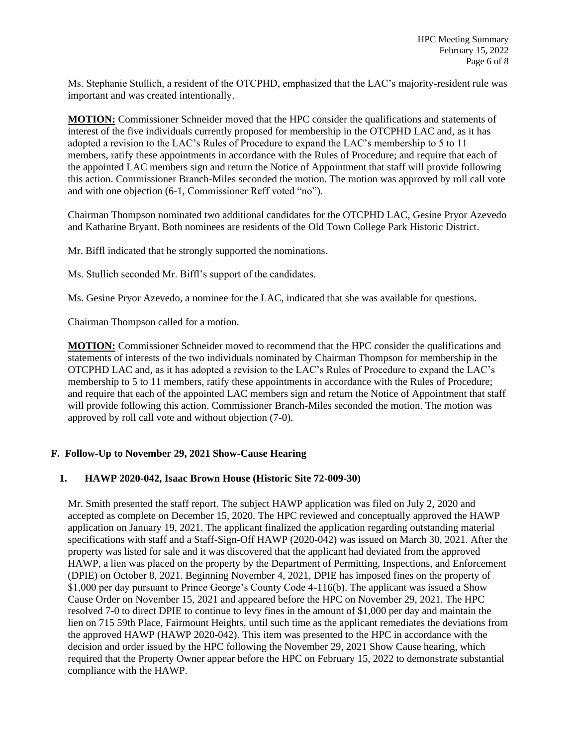Ms. Stephanie Stullich, a resident of the OTCPHD, emphasized that the LAC's majority-resident rule was important and was created intentionally.

**MOTION:** Commissioner Schneider moved that the HPC consider the qualifications and statements of interest of the five individuals currently proposed for membership in the OTCPHD LAC and, as it has adopted a revision to the LAC's Rules of Procedure to expand the LAC's membership to 5 to 11 members, ratify these appointments in accordance with the Rules of Procedure; and require that each of the appointed LAC members sign and return the Notice of Appointment that staff will provide following this action. Commissioner Branch-Miles seconded the motion. The motion was approved by roll call vote and with one objection (6-1, Commissioner Reff voted "no").

Chairman Thompson nominated two additional candidates for the OTCPHD LAC, Gesine Pryor Azevedo and Katharine Bryant. Both nominees are residents of the Old Town College Park Historic District.

Mr. Biffl indicated that he strongly supported the nominations.

Ms. Stullich seconded Mr. Biffl's support of the candidates.

Ms. Gesine Pryor Azevedo, a nominee for the LAC, indicated that she was available for questions.

Chairman Thompson called for a motion.

**MOTION:** Commissioner Schneider moved to recommend that the HPC consider the qualifications and statements of interests of the two individuals nominated by Chairman Thompson for membership in the OTCPHD LAC and, as it has adopted a revision to the LAC's Rules of Procedure to expand the LAC's membership to 5 to 11 members, ratify these appointments in accordance with the Rules of Procedure; and require that each of the appointed LAC members sign and return the Notice of Appointment that staff will provide following this action. Commissioner Branch-Miles seconded the motion. The motion was approved by roll call vote and without objection (7-0).

## F. Follow-Up to November 29, 2021 Show-Cause Hearing

### 1. HAWP 2020-042, Isaac Brown House (Historic Site 72-009-30)

Mr. Smith presented the staff report. The subject HAWP application was filed on July 2, 2020 and accepted as complete on December 15, 2020. The HPC reviewed and conceptually approved the HAWP application on January 19, 2021. The applicant finalized the application regarding outstanding material specifications with staff and a Staff-Sign-Off HAWP (2020-042) was issued on March 30, 2021. After the property was listed for sale and it was discovered that the applicant had deviated from the approved HAWP, a lien was placed on the property by the Department of Permitting, Inspections, and Enforcement (DPIE) on October 8, 2021. Beginning November 4, 2021, DPIE has imposed fines on the property of $1,000 per day pursuant to Prince George's County Code 4-116(b). The applicant was issued a Show Cause Order on November 15, 2021 and appeared before the HPC on November 29, 2021. The HPC resolved 7-0 to direct DPIE to continue to levy fines in the amount of $1,000 per day and maintain the lien on 715 59th Place, Fairmount Heights, until such time as the applicant remediates the deviations from the approved HAWP (HAWP 2020-042). This item was presented to the HPC in accordance with the decision and order issued by the HPC following the November 29, 2021 Show Cause hearing, which required that the Property Owner appear before the HPC on February 15, 2022 to demonstrate substantial compliance with the HAWP.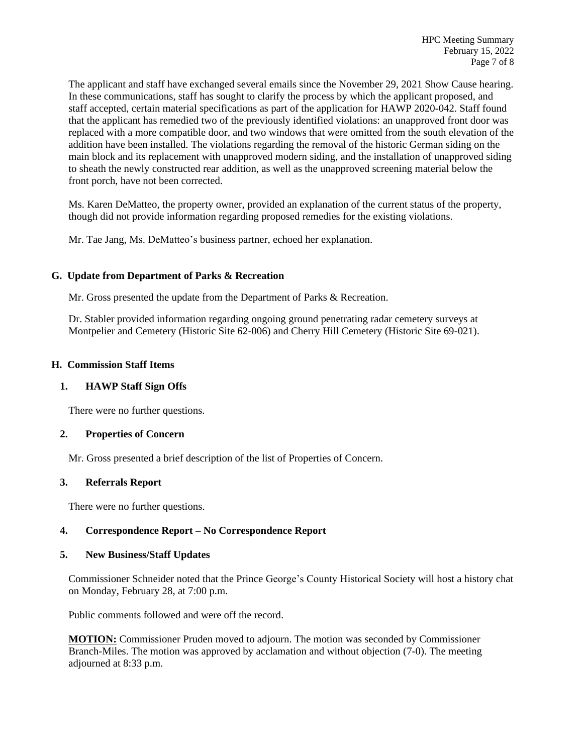The applicant and staff have exchanged several emails since the November 29, 2021 Show Cause hearing. In these communications, staff has sought to clarify the process by which the applicant proposed, and staff accepted, certain material specifications as part of the application for HAWP 2020-042. Staff found that the applicant has remedied two of the previously identified violations: an unapproved front door was replaced with a more compatible door, and two windows that were omitted from the south elevation of the addition have been installed. The violations regarding the removal of the historic German siding on the main block and its replacement with unapproved modern siding, and the installation of unapproved siding to sheath the newly constructed rear addition, as well as the unapproved screening material below the front porch, have not been corrected.

Ms. Karen DeMatteo, the property owner, provided an explanation of the current status of the property, though did not provide information regarding proposed remedies for the existing violations.

Mr. Tae Jang, Ms. DeMatteo's business partner, echoed her explanation.

## G. Update from Department of Parks & Recreation

Mr. Gross presented the update from the Department of Parks & Recreation.

Dr. Stabler provided information regarding ongoing ground penetrating radar cemetery surveys at Montpelier and Cemetery (Historic Site 62-006) and Cherry Hill Cemetery (Historic Site 69-021).

## H. Commission Staff Items

### 1. HAWP Staff Sign Offs

There were no further questions.

### 2. Properties of Concern

Mr. Gross presented a brief description of the list of Properties of Concern.

### 3. Referrals Report

There were no further questions.

### 4. Correspondence Report – No Correspondence Report

### 5. New Business/Staff Updates

Commissioner Schneider noted that the Prince George's County Historical Society will host a history chat on Monday, February 28, at 7:00 p.m.

Public comments followed and were off the record.

**MOTION:** Commissioner Pruden moved to adjourn. The motion was seconded by Commissioner Branch-Miles. The motion was approved by acclamation and without objection (7-0). The meeting adjourned at 8:33 p.m.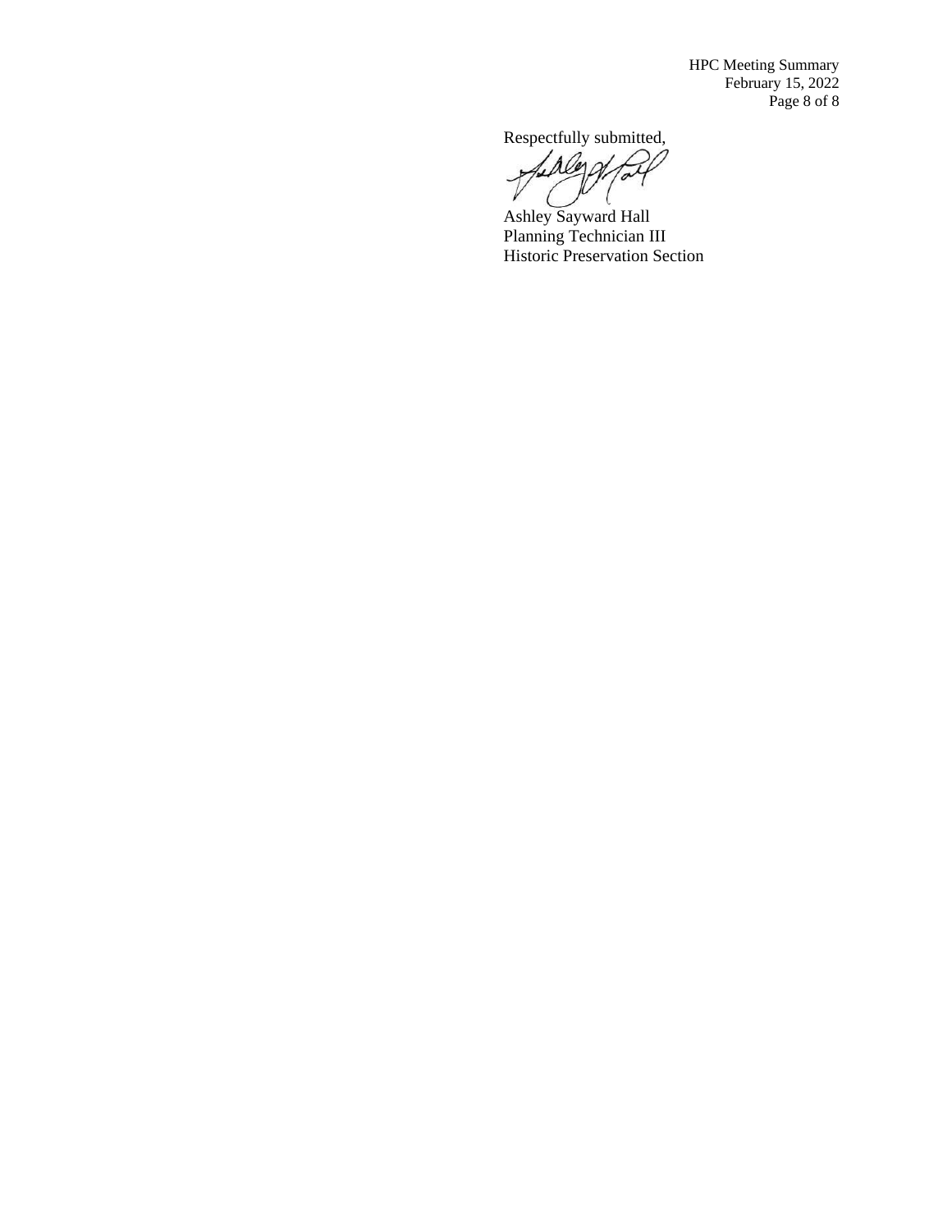Respectfully submitted,

Ashley Sayward Hall
Planning Technician III
Historic Preservation Section